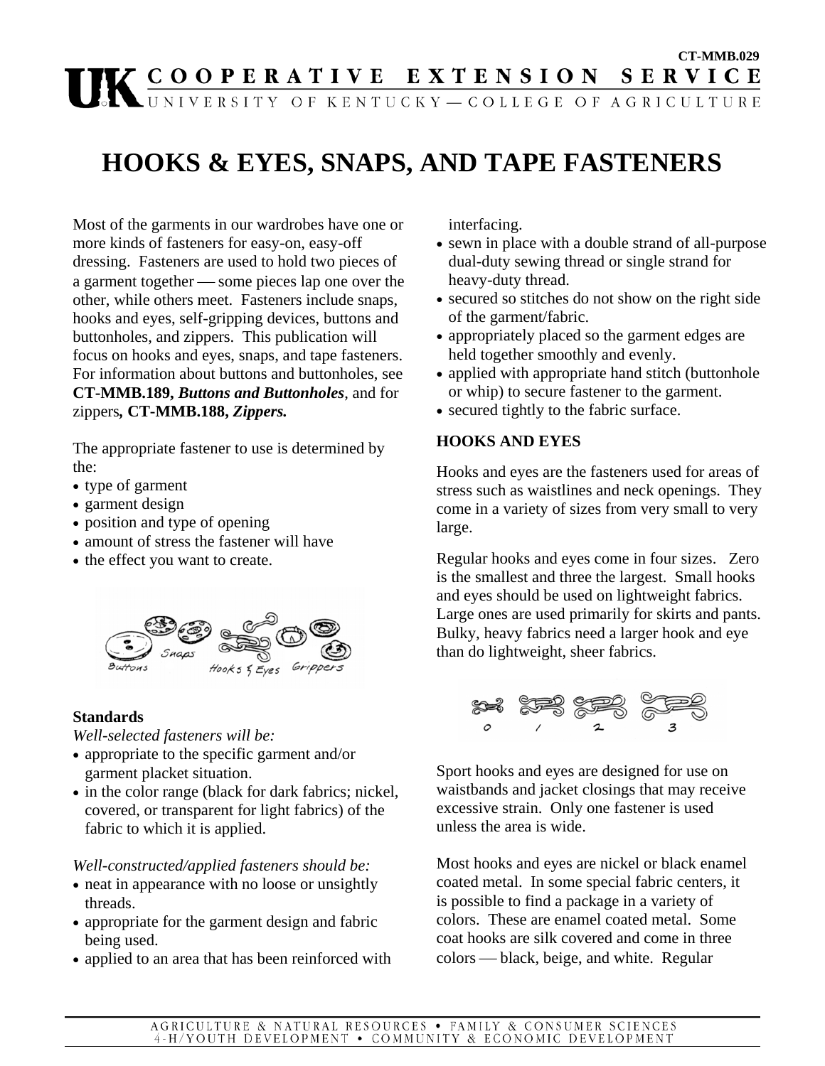CT-MMB.029

# HOOKS & EYES, SNAPS, AND TAPE FASTENERS

Most of the garments in our wardrobes have one or more kinds of fasteners for easy-on, easy-off dressing. Fasteners are used to hold two pieces of a garment together — some pieces lap one over the other, while others meet. Fasteners include snaps, hooks and eyes, self-gripping devices, buttons and buttonholes, and zippers. This publication will focus on hooks and eyes, snaps, and tape fasteners. For information about buttons and buttonholes, see **CT-MMB.189, *Buttons and Buttonholes*,** and for zippers**, CT-MMB.188, *Zippers.***

The appropriate fastener to use is determined by the:

- type of garment
- garment design
- position and type of opening
- amount of stress the fastener will have
- the effect you want to create.

Buttons Snaps Hooks & Eyes Grippers

**Standards**

*Well-selected fasteners will be:*

- appropriate to the specific garment and/or garment placket situation.
- in the color range (black for dark fabrics; nickel, covered, or transparent for light fabrics) of the fabric to which it is applied.

*Well-constructed/applied fasteners should be:*

- neat in appearance with no loose or unsightly threads.
- appropriate for the garment design and fabric being used.
- applied to an area that has been reinforced with interfacing.
- sewn in place with a double strand of all-purpose dual-duty sewing thread or single strand for heavy-duty thread.
- secured so stitches do not show on the right side of the garment/fabric.
- appropriately placed so the garment edges are held together smoothly and evenly.
- applied with appropriate hand stitch (buttonhole or whip) to secure fastener to the garment.
- secured tightly to the fabric surface.

**HOOKS AND EYES**

Hooks and eyes are the fasteners used for areas of stress such as waistlines and neck openings. They come in a variety of sizes from very small to very large.

Regular hooks and eyes come in four sizes. Zero is the smallest and three the largest. Small hooks and eyes should be used on lightweight fabrics. Large ones are used primarily for skirts and pants. Bulky, heavy fabrics need a larger hook and eye than do lightweight, sheer fabrics.

0 1 2 3

Sport hooks and eyes are designed for use on waistbands and jacket closings that may receive excessive strain. Only one fastener is used unless the area is wide.

Most hooks and eyes are nickel or black enamel coated metal. In some special fabric centers, it is possible to find a package in a variety of colors. These are enamel coated metal. Some coat hooks are silk covered and come in three colors — black, beige, and white. Regular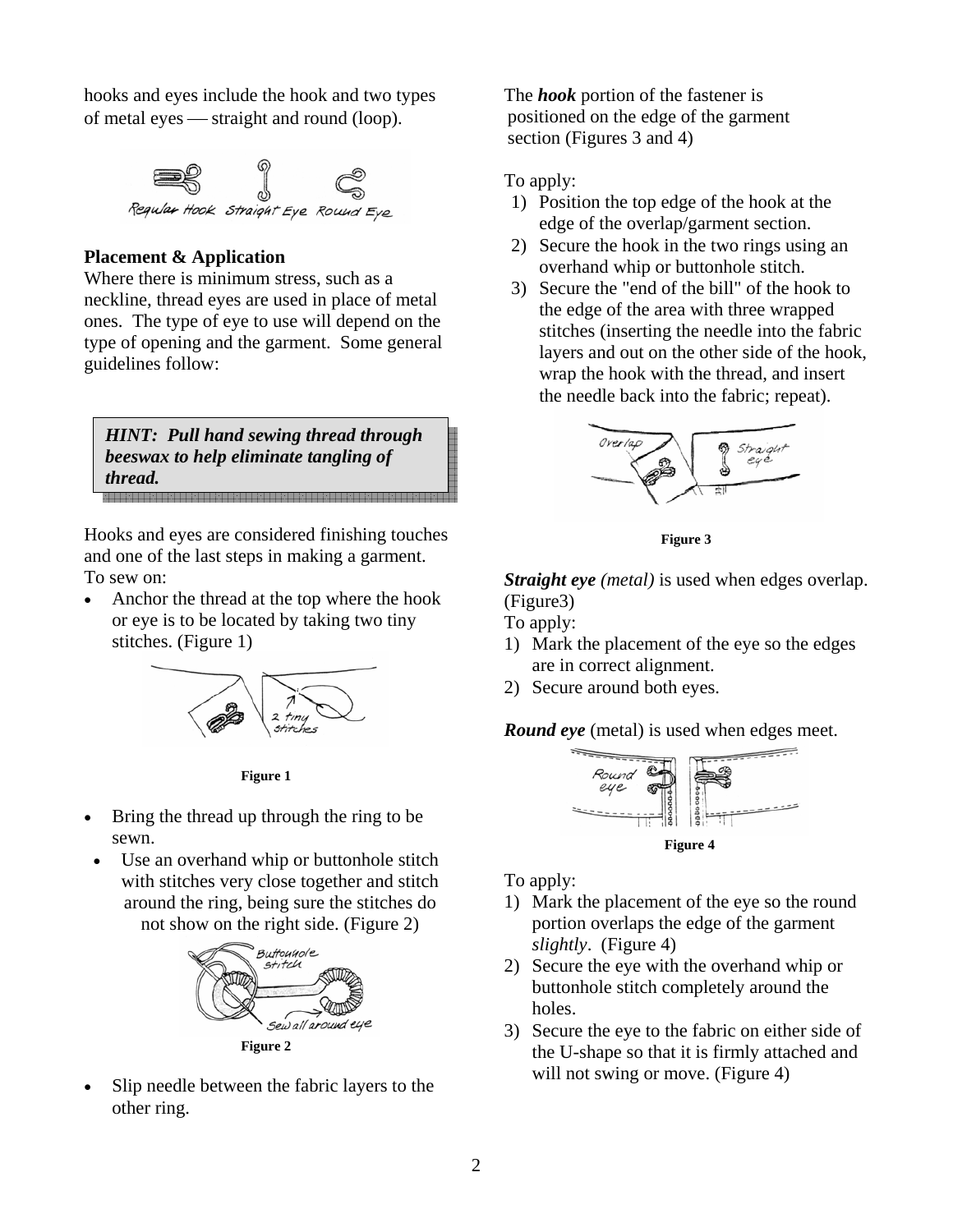hooks and eyes include the hook and two types of metal eyes — straight and round (loop).

Regular Hook Straight Eye Round Eye

**Placement & Application**

Where there is minimum stress, such as a neckline, thread eyes are used in place of metal ones. The type of eye to use will depend on the type of opening and the garment. Some general guidelines follow:

> ***HINT: Pull hand sewing thread through beeswax to help eliminate tangling of thread.***

Hooks and eyes are considered finishing touches and one of the last steps in making a garment. To sew on:

- Anchor the thread at the top where the hook or eye is to be located by taking two tiny stitches. (Figure 1)

**Figure 1**

- Bring the thread up through the ring to be sewn.
- Use an overhand whip or buttonhole stitch with stitches very close together and stitch around the ring, being sure the stitches do not show on the right side. (Figure 2)

**Figure 2**

- Slip needle between the fabric layers to the other ring.

The ***hook*** portion of the fastener is positioned on the edge of the garment section (Figures 3 and 4)

To apply:

1) Position the top edge of the hook at the edge of the overlap/garment section.
2) Secure the hook in the two rings using an overhand whip or buttonhole stitch.
3) Secure the "end of the bill" of the hook to the edge of the area with three wrapped stitches (inserting the needle into the fabric layers and out on the other side of the hook, wrap the hook with the thread, and insert the needle back into the fabric; repeat).

**Figure 3**

***Straight eye*** *(metal)* is used when edges overlap. (Figure3)

To apply:

1) Mark the placement of the eye so the edges are in correct alignment.
2) Secure around both eyes.

***Round eye*** (metal) is used when edges meet.

**Figure 4**

To apply:

1) Mark the placement of the eye so the round portion overlaps the edge of the garment *slightly*. (Figure 4)
2) Secure the eye with the overhand whip or buttonhole stitch completely around the holes.
3) Secure the eye to the fabric on either side of the U-shape so that it is firmly attached and will not swing or move. (Figure 4)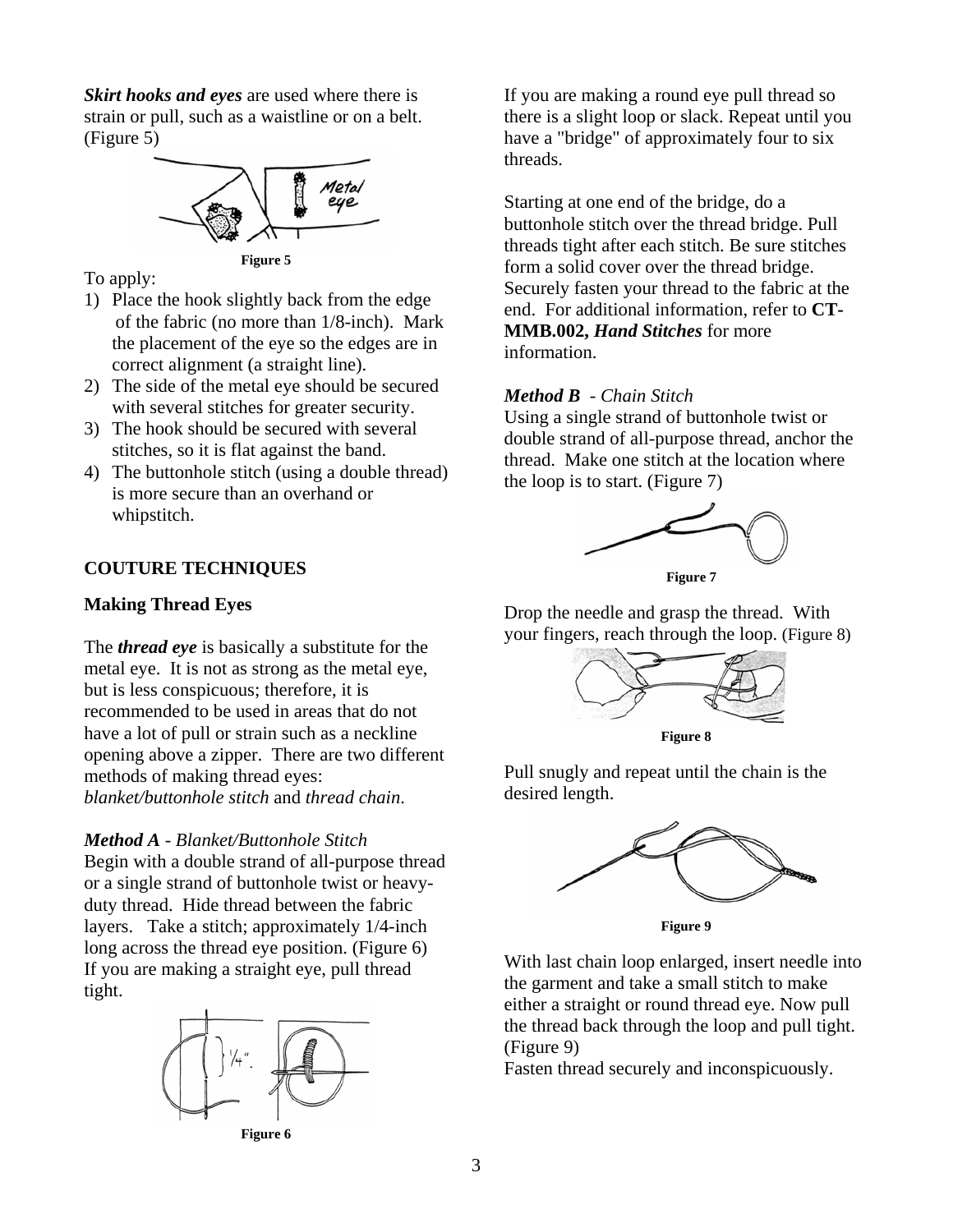***Skirt hooks and eyes*** are used where there is strain or pull, such as a waistline or on a belt. (Figure 5)

**Figure 5**

To apply:

1) Place the hook slightly back from the edge of the fabric (no more than 1/8-inch). Mark the placement of the eye so the edges are in correct alignment (a straight line).
2) The side of the metal eye should be secured with several stitches for greater security.
3) The hook should be secured with several stitches, so it is flat against the band.
4) The buttonhole stitch (using a double thread) is more secure than an overhand or whipstitch.

## COUTURE TECHNIQUES

### Making Thread Eyes

The ***thread eye*** is basically a substitute for the metal eye. It is not as strong as the metal eye, but is less conspicuous; therefore, it is recommended to be used in areas that do not have a lot of pull or strain such as a neckline opening above a zipper. There are two different methods of making thread eyes: *blanket/buttonhole stitch* and *thread chain*.

***Method A*** *- Blanket/Buttonhole Stitch*
Begin with a double strand of all-purpose thread or a single strand of buttonhole twist or heavy-duty thread. Hide thread between the fabric layers. Take a stitch; approximately 1/4-inch long across the thread eye position. (Figure 6) If you are making a straight eye, pull thread tight.

**Figure 6**

If you are making a round eye pull thread so there is a slight loop or slack. Repeat until you have a "bridge" of approximately four to six threads.

Starting at one end of the bridge, do a buttonhole stitch over the thread bridge. Pull threads tight after each stitch. Be sure stitches form a solid cover over the thread bridge. Securely fasten your thread to the fabric at the end. For additional information, refer to **CT-MMB.002,** ***Hand Stitches*** for more information.

***Method B*** *- Chain Stitch*
Using a single strand of buttonhole twist or double strand of all-purpose thread, anchor the thread. Make one stitch at the location where the loop is to start. (Figure 7)

**Figure 7**

Drop the needle and grasp the thread. With your fingers, reach through the loop. (Figure 8)

**Figure 8**

Pull snugly and repeat until the chain is the desired length.

**Figure 9**

With last chain loop enlarged, insert needle into the garment and take a small stitch to make either a straight or round thread eye. Now pull the thread back through the loop and pull tight. (Figure 9)
Fasten thread securely and inconspicuously.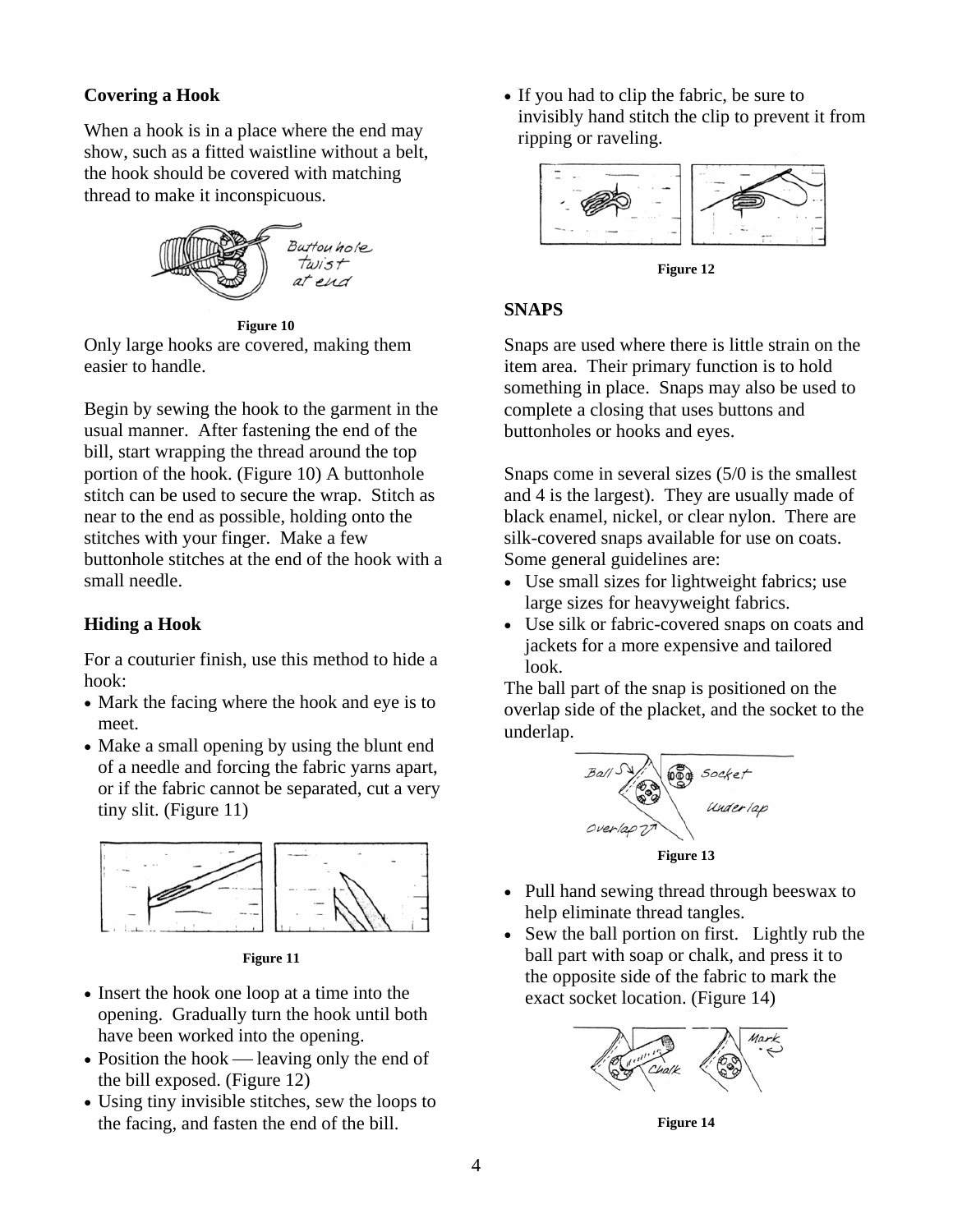### Covering a Hook

When a hook is in a place where the end may show, such as a fitted waistline without a belt, the hook should be covered with matching thread to make it inconspicuous.

Figure 10

Only large hooks are covered, making them easier to handle.

Begin by sewing the hook to the garment in the usual manner. After fastening the end of the bill, start wrapping the thread around the top portion of the hook. (Figure 10) A buttonhole stitch can be used to secure the wrap. Stitch as near to the end as possible, holding onto the stitches with your finger. Make a few buttonhole stitches at the end of the hook with a small needle.

### Hiding a Hook

For a couturier finish, use this method to hide a hook:

- Mark the facing where the hook and eye is to meet.
- Make a small opening by using the blunt end of a needle and forcing the fabric yarns apart, or if the fabric cannot be separated, cut a very tiny slit. (Figure 11)

Figure 11

- Insert the hook one loop at a time into the opening. Gradually turn the hook until both have been worked into the opening.
- Position the hook — leaving only the end of the bill exposed. (Figure 12)
- Using tiny invisible stitches, sew the loops to the facing, and fasten the end of the bill.
- If you had to clip the fabric, be sure to invisibly hand stitch the clip to prevent it from ripping or raveling.

Figure 12

## SNAPS

Snaps are used where there is little strain on the item area. Their primary function is to hold something in place. Snaps may also be used to complete a closing that uses buttons and buttonholes or hooks and eyes.

Snaps come in several sizes (5/0 is the smallest and 4 is the largest). They are usually made of black enamel, nickel, or clear nylon. There are silk-covered snaps available for use on coats. Some general guidelines are:

- Use small sizes for lightweight fabrics; use large sizes for heavyweight fabrics.
- Use silk or fabric-covered snaps on coats and jackets for a more expensive and tailored look.

The ball part of the snap is positioned on the overlap side of the placket, and the socket to the underlap.

Figure 13

- Pull hand sewing thread through beeswax to help eliminate thread tangles.
- Sew the ball portion on first. Lightly rub the ball part with soap or chalk, and press it to the opposite side of the fabric to mark the exact socket location. (Figure 14)

Figure 14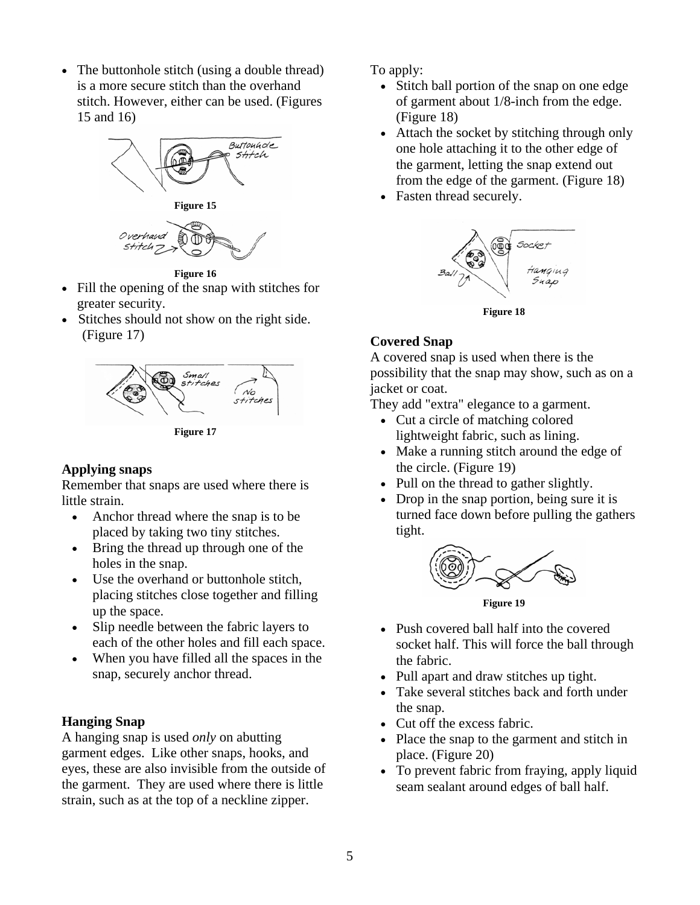- The buttonhole stitch (using a double thread) is a more secure stitch than the overhand stitch. However, either can be used. (Figures 15 and 16)

**Figure 15**

**Figure 16**

- Fill the opening of the snap with stitches for greater security.
- Stitches should not show on the right side. (Figure 17)

**Figure 17**

### Applying snaps

Remember that snaps are used where there is little strain.

- Anchor thread where the snap is to be placed by taking two tiny stitches.
- Bring the thread up through one of the holes in the snap.
- Use the overhand or buttonhole stitch, placing stitches close together and filling up the space.
- Slip needle between the fabric layers to each of the other holes and fill each space.
- When you have filled all the spaces in the snap, securely anchor thread.

### Hanging Snap

A hanging snap is used *only* on abutting garment edges. Like other snaps, hooks, and eyes, these are also invisible from the outside of the garment. They are used where there is little strain, such as at the top of a neckline zipper.

To apply:

- Stitch ball portion of the snap on one edge of garment about 1/8-inch from the edge. (Figure 18)
- Attach the socket by stitching through only one hole attaching it to the other edge of the garment, letting the snap extend out from the edge of the garment. (Figure 18)
- Fasten thread securely.

**Figure 18**

### Covered Snap

A covered snap is used when there is the possibility that the snap may show, such as on a jacket or coat.

They add "extra" elegance to a garment.

- Cut a circle of matching colored lightweight fabric, such as lining.
- Make a running stitch around the edge of the circle. (Figure 19)
- Pull on the thread to gather slightly.
- Drop in the snap portion, being sure it is turned face down before pulling the gathers tight.

**Figure 19**

- Push covered ball half into the covered socket half. This will force the ball through the fabric.
- Pull apart and draw stitches up tight.
- Take several stitches back and forth under the snap.
- Cut off the excess fabric.
- Place the snap to the garment and stitch in place. (Figure 20)
- To prevent fabric from fraying, apply liquid seam sealant around edges of ball half.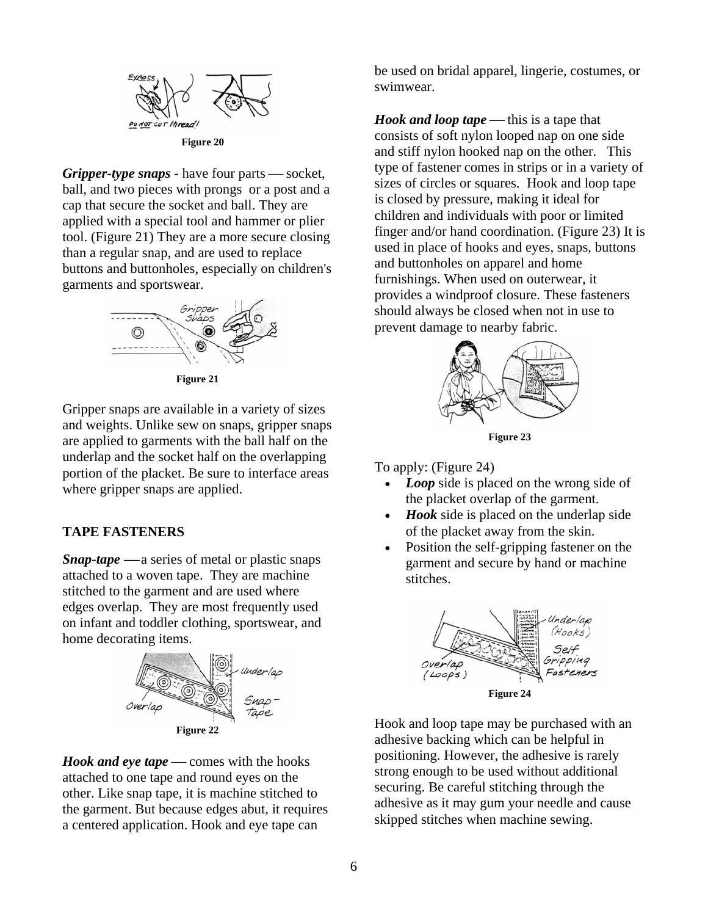Figure 20

***Gripper-type snaps*** - have four parts — socket, ball, and two pieces with prongs or a post and a cap that secure the socket and ball. They are applied with a special tool and hammer or plier tool. (Figure 21) They are a more secure closing than a regular snap, and are used to replace buttons and buttonholes, especially on children's garments and sportswear.

Figure 21

Gripper snaps are available in a variety of sizes and weights. Unlike sew on snaps, gripper snaps are applied to garments with the ball half on the underlap and the socket half on the overlapping portion of the placket. Be sure to interface areas where gripper snaps are applied.

## TAPE FASTENERS

***Snap-tape*** — a series of metal or plastic snaps attached to a woven tape. They are machine stitched to the garment and are used where edges overlap. They are most frequently used on infant and toddler clothing, sportswear, and home decorating items.

Figure 22

***Hook and eye tape*** — comes with the hooks attached to one tape and round eyes on the other. Like snap tape, it is machine stitched to the garment. But because edges abut, it requires a centered application. Hook and eye tape can be used on bridal apparel, lingerie, costumes, or swimwear.

***Hook and loop tape*** — this is a tape that consists of soft nylon looped nap on one side and stiff nylon hooked nap on the other. This type of fastener comes in strips or in a variety of sizes of circles or squares. Hook and loop tape is closed by pressure, making it ideal for children and individuals with poor or limited finger and/or hand coordination. (Figure 23) It is used in place of hooks and eyes, snaps, buttons and buttonholes on apparel and home furnishings. When used on outerwear, it provides a windproof closure. These fasteners should always be closed when not in use to prevent damage to nearby fabric.

Figure 23

To apply: (Figure 24)

- ***Loop*** side is placed on the wrong side of the placket overlap of the garment.
- ***Hook*** side is placed on the underlap side of the placket away from the skin.
- Position the self-gripping fastener on the garment and secure by hand or machine stitches.

Figure 24

Hook and loop tape may be purchased with an adhesive backing which can be helpful in positioning. However, the adhesive is rarely strong enough to be used without additional securing. Be careful stitching through the adhesive as it may gum your needle and cause skipped stitches when machine sewing.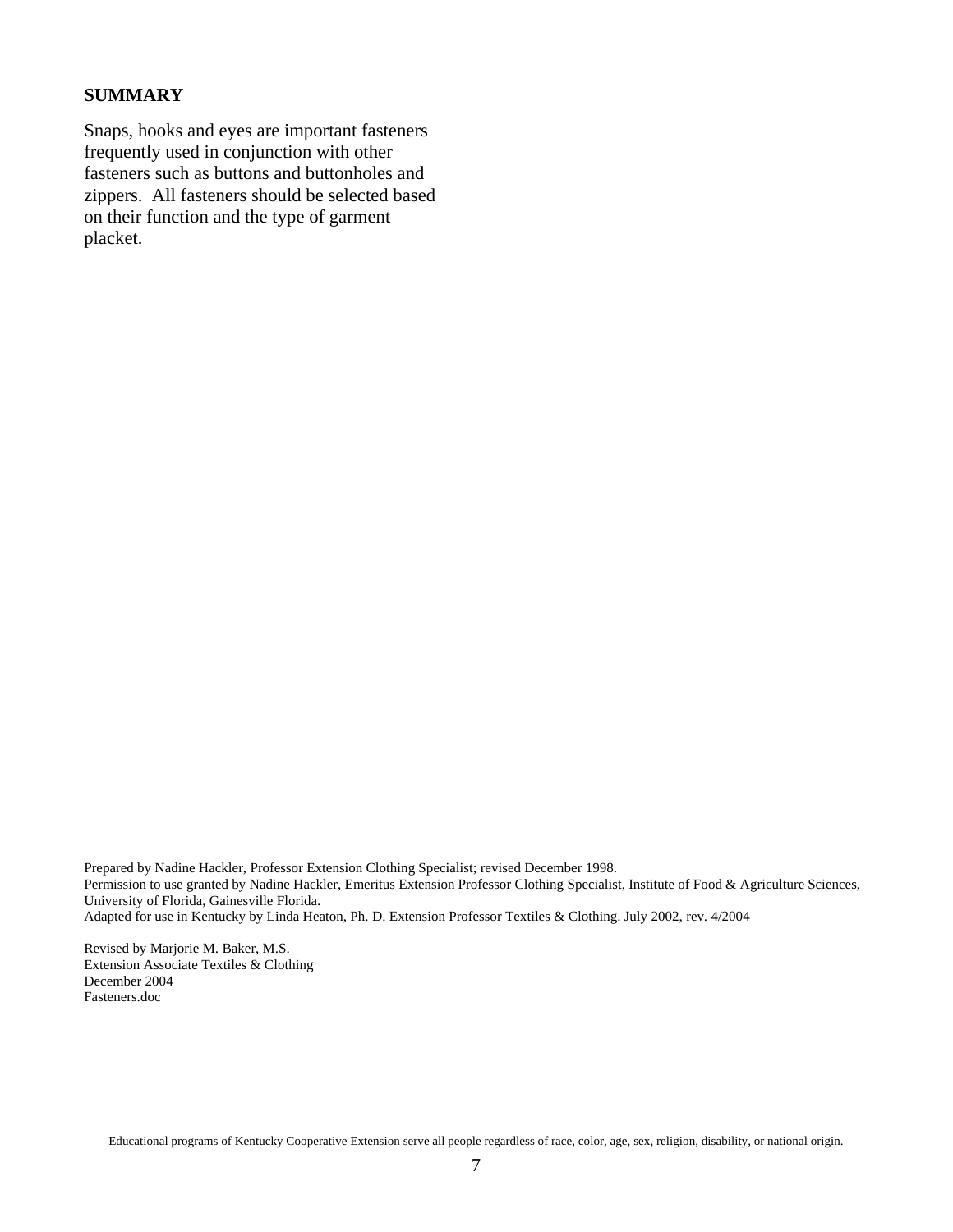## SUMMARY

Snaps, hooks and eyes are important fasteners frequently used in conjunction with other fasteners such as buttons and buttonholes and zippers. All fasteners should be selected based on their function and the type of garment placket.

Prepared by Nadine Hackler, Professor Extension Clothing Specialist; revised December 1998.
Permission to use granted by Nadine Hackler, Emeritus Extension Professor Clothing Specialist, Institute of Food & Agriculture Sciences, University of Florida, Gainesville Florida.
Adapted for use in Kentucky by Linda Heaton, Ph. D. Extension Professor Textiles & Clothing. July 2002, rev. 4/2004

Revised by Marjorie M. Baker, M.S.
Extension Associate Textiles & Clothing
December 2004
Fasteners.doc

Educational programs of Kentucky Cooperative Extension serve all people regardless of race, color, age, sex, religion, disability, or national origin.